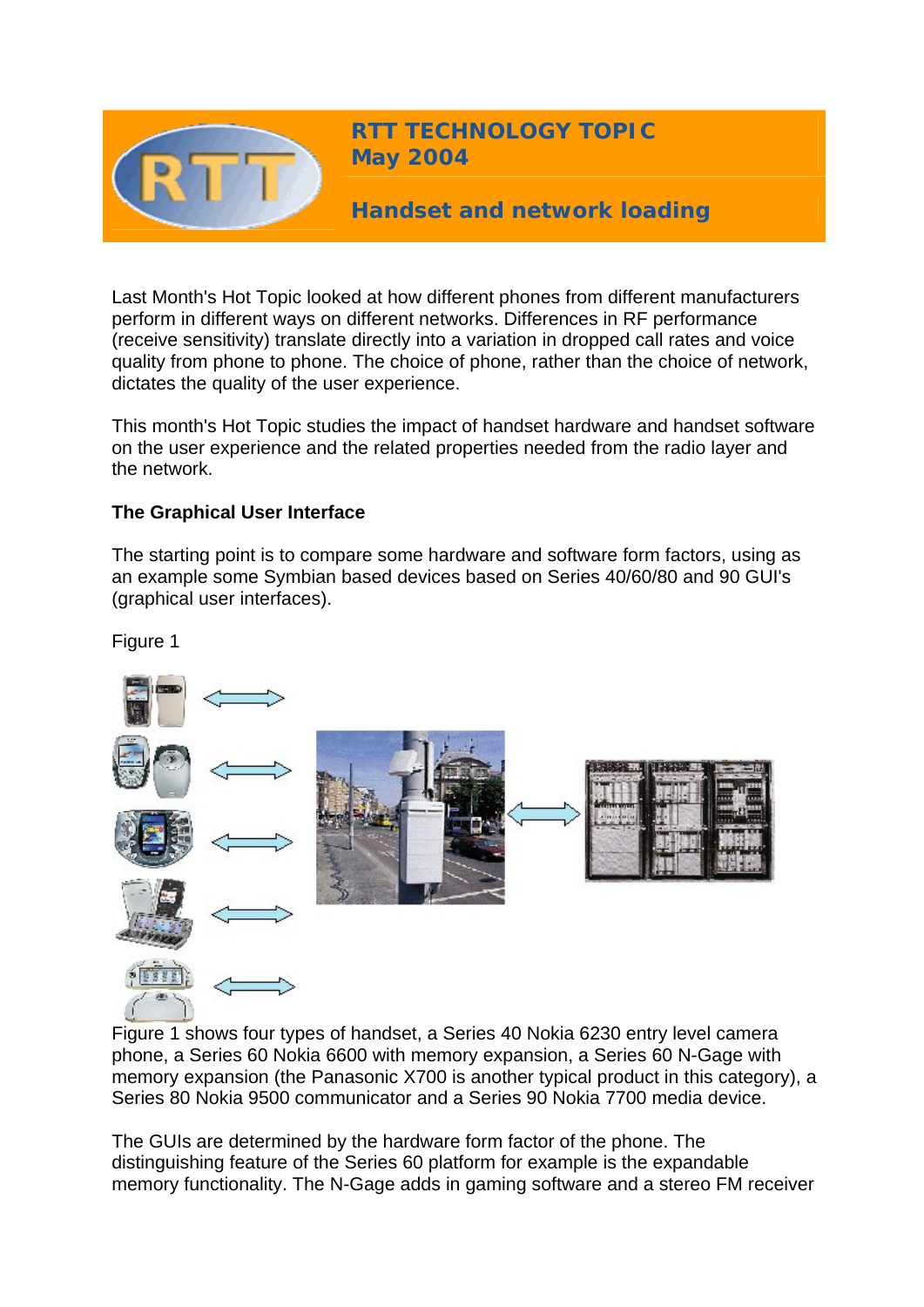# RTT TECHNOLOGY TOPIC
## May 2004

## Handset and network loading

Last Month's Hot Topic looked at how different phones from different manufacturers perform in different ways on different networks. Differences in RF performance (receive sensitivity) translate directly into a variation in dropped call rates and voice quality from phone to phone. The choice of phone, rather than the choice of network, dictates the quality of the user experience.

This month's Hot Topic studies the impact of handset hardware and handset software on the user experience and the related properties needed from the radio layer and the network.

**The Graphical User Interface**

The starting point is to compare some hardware and software form factors, using as an example some Symbian based devices based on Series 40/60/80 and 90 GUI's (graphical user interfaces).

Figure 1

Figure 1 shows four types of handset, a Series 40 Nokia 6230 entry level camera phone, a Series 60 Nokia 6600 with memory expansion, a Series 60 N-Gage with memory expansion (the Panasonic X700 is another typical product in this category), a Series 80 Nokia 9500 communicator and a Series 90 Nokia 7700 media device.

The GUIs are determined by the hardware form factor of the phone. The distinguishing feature of the Series 60 platform for example is the expandable memory functionality. The N-Gage adds in gaming software and a stereo FM receiver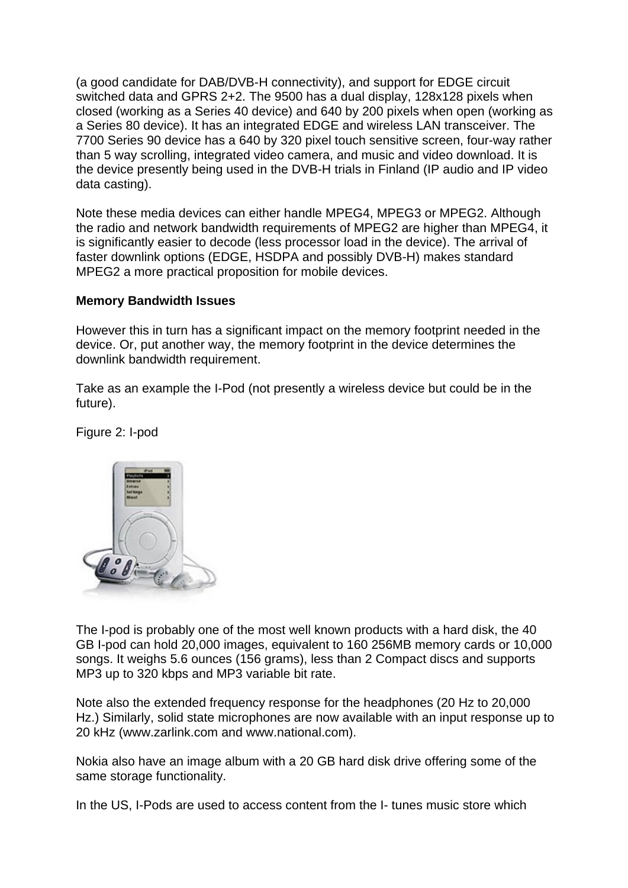(a good candidate for DAB/DVB-H connectivity), and support for EDGE circuit switched data and GPRS 2+2. The 9500 has a dual display, 128x128 pixels when closed (working as a Series 40 device) and 640 by 200 pixels when open (working as a Series 80 device). It has an integrated EDGE and wireless LAN transceiver. The 7700 Series 90 device has a 640 by 320 pixel touch sensitive screen, four-way rather than 5 way scrolling, integrated video camera, and music and video download. It is the device presently being used in the DVB-H trials in Finland (IP audio and IP video data casting).

Note these media devices can either handle MPEG4, MPEG3 or MPEG2. Although the radio and network bandwidth requirements of MPEG2 are higher than MPEG4, it is significantly easier to decode (less processor load in the device). The arrival of faster downlink options (EDGE, HSDPA and possibly DVB-H) makes standard MPEG2 a more practical proposition for mobile devices.

**Memory Bandwidth Issues**

However this in turn has a significant impact on the memory footprint needed in the device. Or, put another way, the memory footprint in the device determines the downlink bandwidth requirement.

Take as an example the I-Pod (not presently a wireless device but could be in the future).

Figure 2: I-pod

The I-pod is probably one of the most well known products with a hard disk, the 40 GB I-pod can hold 20,000 images, equivalent to 160 256MB memory cards or 10,000 songs. It weighs 5.6 ounces (156 grams), less than 2 Compact discs and supports MP3 up to 320 kbps and MP3 variable bit rate.

Note also the extended frequency response for the headphones (20 Hz to 20,000 Hz.) Similarly, solid state microphones are now available with an input response up to 20 kHz (www.zarlink.com and www.national.com).

Nokia also have an image album with a 20 GB hard disk drive offering some of the same storage functionality.

In the US, I-Pods are used to access content from the I- tunes music store which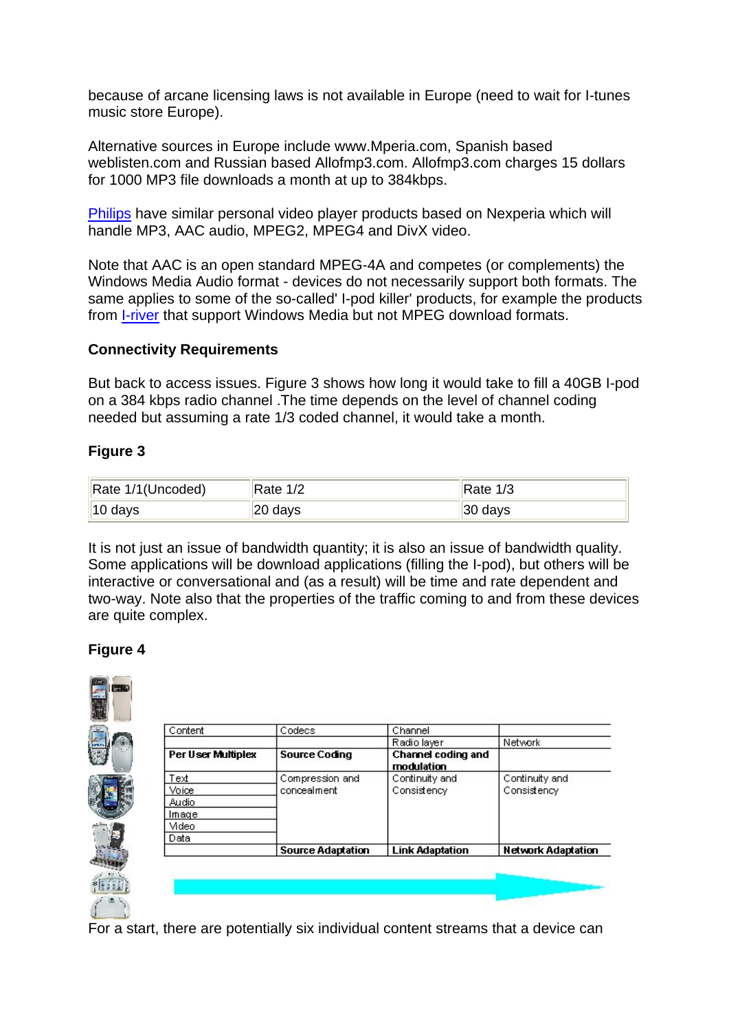because of arcane licensing laws is not available in Europe (need to wait for I-tunes music store Europe).

Alternative sources in Europe include www.Mperia.com, Spanish based weblisten.com and Russian based Allofmp3.com. Allofmp3.com charges 15 dollars for 1000 MP3 file downloads a month at up to 384kbps.

Philips have similar personal video player products based on Nexperia which will handle MP3, AAC audio, MPEG2, MPEG4 and DivX video.

Note that AAC is an open standard MPEG-4A and competes (or complements) the Windows Media Audio format - devices do not necessarily support both formats. The same applies to some of the so-called' I-pod killer' products, for example the products from I-river that support Windows Media but not MPEG download formats.

**Connectivity Requirements**

But back to access issues. Figure 3 shows how long it would take to fill a 40GB I-pod on a 384 kbps radio channel .The time depends on the level of channel coding needed but assuming a rate 1/3 coded channel, it would take a month.

**Figure 3**

| Rate 1/1(Uncoded) | Rate 1/2 | Rate 1/3 |
|---|---|---|
| 10 days | 20 days | 30 days |

It is not just an issue of bandwidth quantity; it is also an issue of bandwidth quality. Some applications will be download applications (filling the I-pod), but others will be interactive or conversational and (as a result) will be time and rate dependent and two-way. Note also that the properties of the traffic coming to and from these devices are quite complex.

**Figure 4**

| Content | Codecs | Channel<br>Radio layer | Network |
|---|---|---|---|
| **Per User Multiplex** | **Source Coding** | **Channel coding and modulation** | |
| Text<br>Voice<br>Audio<br>Image<br>Video<br>Data | Compression and concealment | Continuity and Consistency | Continuity and Consistency |
| | **Source Adaptation** | **Link Adaptation** | **Network Adaptation** |

For a start, there are potentially six individual content streams that a device can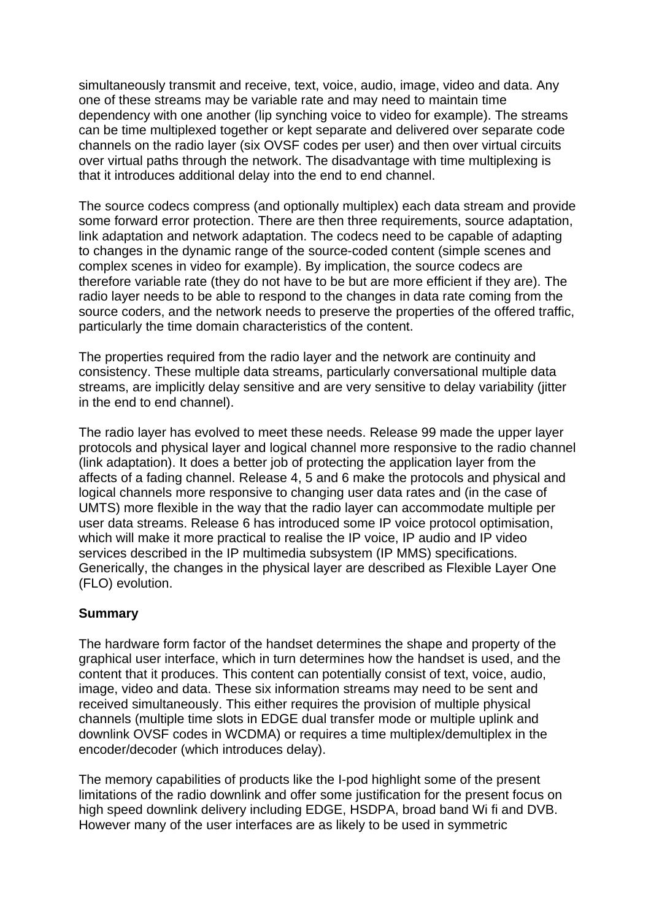simultaneously transmit and receive, text, voice, audio, image, video and data. Any one of these streams may be variable rate and may need to maintain time dependency with one another (lip synching voice to video for example). The streams can be time multiplexed together or kept separate and delivered over separate code channels on the radio layer (six OVSF codes per user) and then over virtual circuits over virtual paths through the network. The disadvantage with time multiplexing is that it introduces additional delay into the end to end channel.

The source codecs compress (and optionally multiplex) each data stream and provide some forward error protection. There are then three requirements, source adaptation, link adaptation and network adaptation. The codecs need to be capable of adapting to changes in the dynamic range of the source-coded content (simple scenes and complex scenes in video for example). By implication, the source codecs are therefore variable rate (they do not have to be but are more efficient if they are). The radio layer needs to be able to respond to the changes in data rate coming from the source coders, and the network needs to preserve the properties of the offered traffic, particularly the time domain characteristics of the content.

The properties required from the radio layer and the network are continuity and consistency. These multiple data streams, particularly conversational multiple data streams, are implicitly delay sensitive and are very sensitive to delay variability (jitter in the end to end channel).

The radio layer has evolved to meet these needs. Release 99 made the upper layer protocols and physical layer and logical channel more responsive to the radio channel (link adaptation). It does a better job of protecting the application layer from the affects of a fading channel. Release 4, 5 and 6 make the protocols and physical and logical channels more responsive to changing user data rates and (in the case of UMTS) more flexible in the way that the radio layer can accommodate multiple per user data streams. Release 6 has introduced some IP voice protocol optimisation, which will make it more practical to realise the IP voice, IP audio and IP video services described in the IP multimedia subsystem (IP MMS) specifications. Generically, the changes in the physical layer are described as Flexible Layer One (FLO) evolution.

**Summary**

The hardware form factor of the handset determines the shape and property of the graphical user interface, which in turn determines how the handset is used, and the content that it produces. This content can potentially consist of text, voice, audio, image, video and data. These six information streams may need to be sent and received simultaneously. This either requires the provision of multiple physical channels (multiple time slots in EDGE dual transfer mode or multiple uplink and downlink OVSF codes in WCDMA) or requires a time multiplex/demultiplex in the encoder/decoder (which introduces delay).

The memory capabilities of products like the I-pod highlight some of the present limitations of the radio downlink and offer some justification for the present focus on high speed downlink delivery including EDGE, HSDPA, broad band Wi fi and DVB. However many of the user interfaces are as likely to be used in symmetric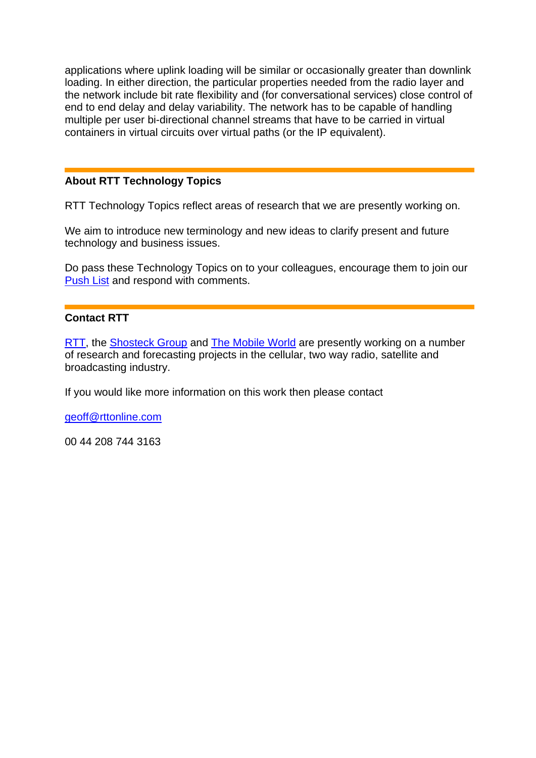applications where uplink loading will be similar or occasionally greater than downlink loading. In either direction, the particular properties needed from the radio layer and the network include bit rate flexibility and (for conversational services) close control of end to end delay and delay variability. The network has to be capable of handling multiple per user bi-directional channel streams that have to be carried in virtual containers in virtual circuits over virtual paths (or the IP equivalent).

---

**About RTT Technology Topics**

RTT Technology Topics reflect areas of research that we are presently working on.

We aim to introduce new terminology and new ideas to clarify present and future technology and business issues.

Do pass these Technology Topics on to your colleagues, encourage them to join our Push List and respond with comments.

---

**Contact RTT**

RTT, the Shosteck Group and The Mobile World are presently working on a number of research and forecasting projects in the cellular, two way radio, satellite and broadcasting industry.

If you would like more information on this work then please contact

geoff@rttonline.com

00 44 208 744 3163